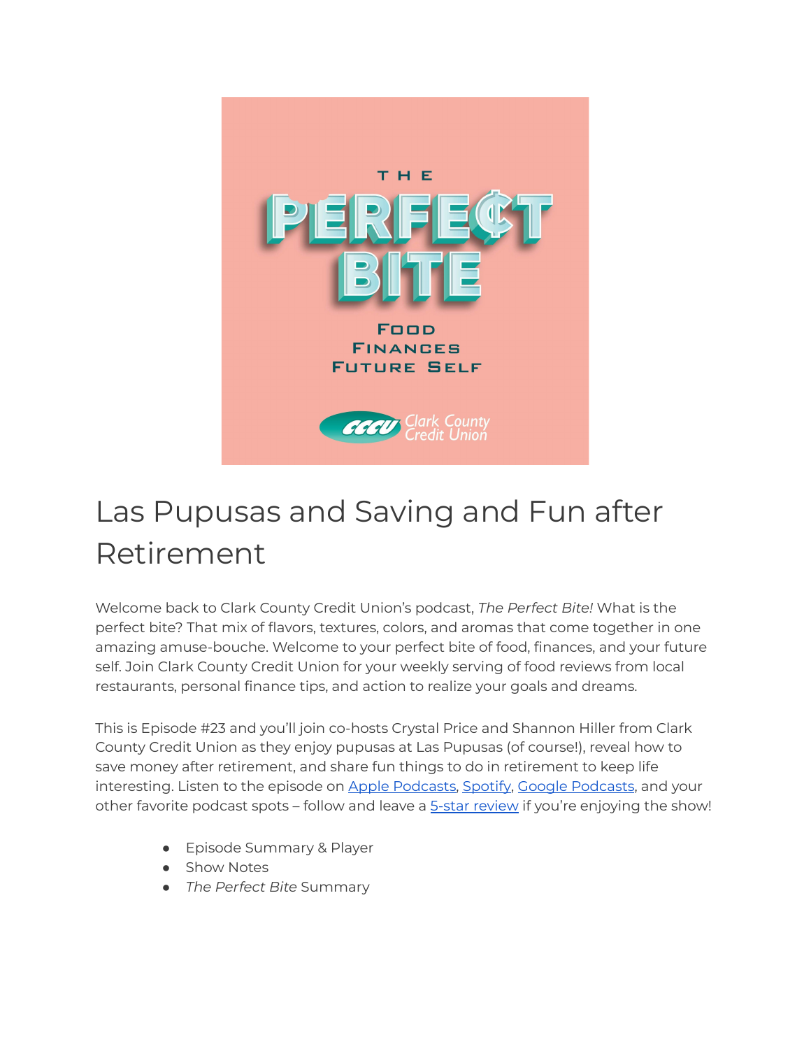# Las Pupusas and Saving and Fun after Retirement

Welcome back to Clark County Credit Union's podcast, *The Perfect Bite!* What is the perfect bite? That mix of flavors, textures, colors, and aromas that come together in one amazing amuse-bouche. Welcome to your perfect bite of food, finances, and your future self. Join Clark County Credit Union for your weekly serving of food reviews from local restaurants, personal finance tips, and action to realize your goals and dreams.

This is Episode #23 and you'll join co-hosts Crystal Price and Shannon Hiller from Clark County Credit Union as they enjoy pupusas at Las Pupusas (of course!), reveal how to save money after retirement, and share fun things to do in retirement to keep life interesting. Listen to the episode on Apple Podcasts, Spotify, Google Podcasts, and your other favorite podcast spots – follow and leave a 5-star review if you're enjoying the show!

- Episode Summary & Player
- Show Notes
- *The Perfect Bite* Summary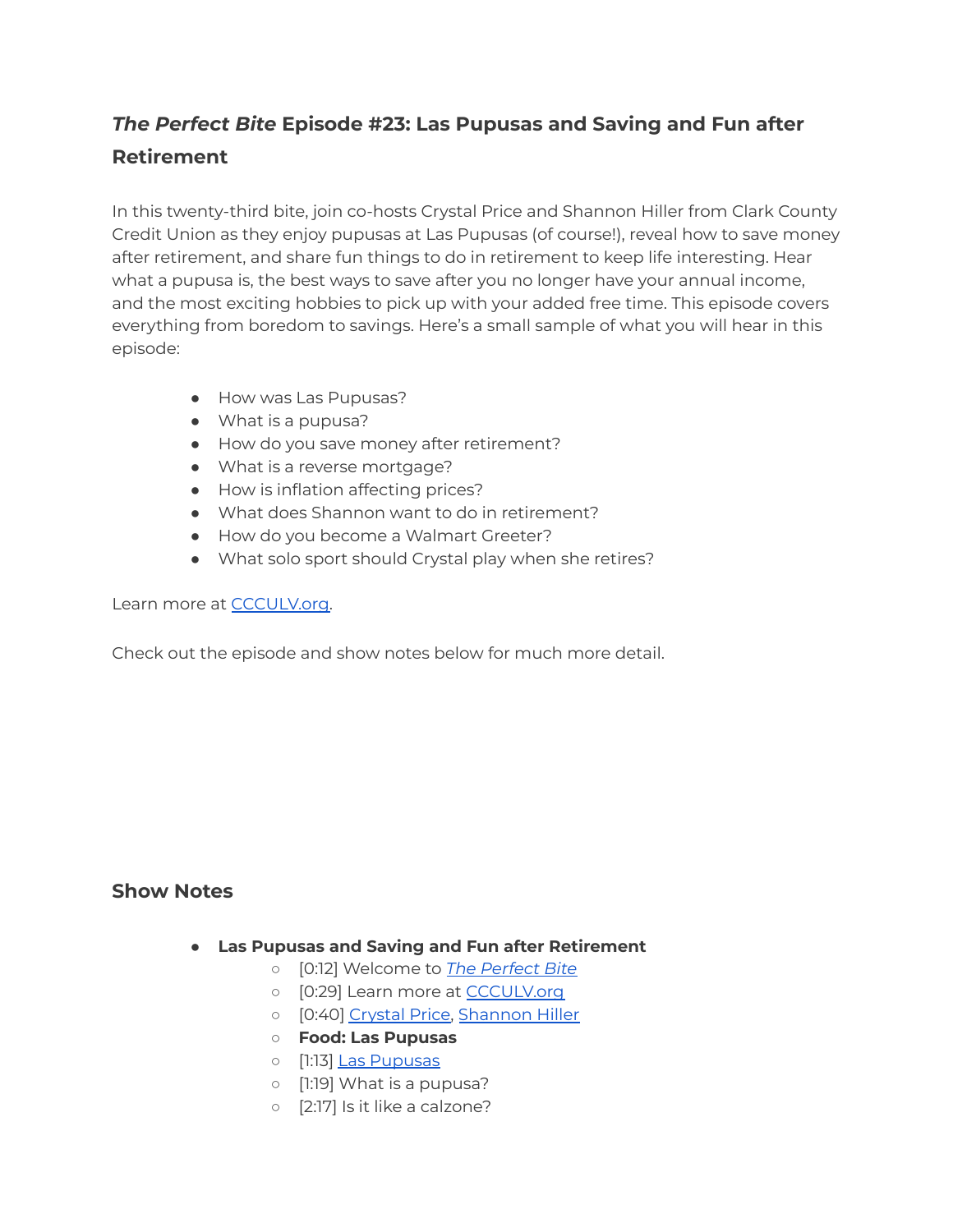## *The Perfect Bite* Episode #23: Las Pupusas and Saving and Fun after Retirement

In this twenty-third bite, join co-hosts Crystal Price and Shannon Hiller from Clark County Credit Union as they enjoy pupusas at Las Pupusas (of course!), reveal how to save money after retirement, and share fun things to do in retirement to keep life interesting. Hear what a pupusa is, the best ways to save after you no longer have your annual income, and the most exciting hobbies to pick up with your added free time. This episode covers everything from boredom to savings. Here's a small sample of what you will hear in this episode:

- How was Las Pupusas?
- What is a pupusa?
- How do you save money after retirement?
- What is a reverse mortgage?
- How is inflation affecting prices?
- What does Shannon want to do in retirement?
- How do you become a Walmart Greeter?
- What solo sport should Crystal play when she retires?

Learn more at [CCCULV.org](CCCULV.org).

Check out the episode and show notes below for much more detail.

## Show Notes

- **Las Pupusas and Saving and Fun after Retirement**
  - [0:12] Welcome to [*The Perfect Bite*](The Perfect Bite)
  - [0:29] Learn more at [CCCULV.org](CCCULV.org)
  - [0:40] [Crystal Price](Crystal Price), [Shannon Hiller](Shannon Hiller)
  - **Food: Las Pupusas**
  - [1:13] [Las Pupusas](Las Pupusas)
  - [1:19] What is a pupusa?
  - [2:17] Is it like a calzone?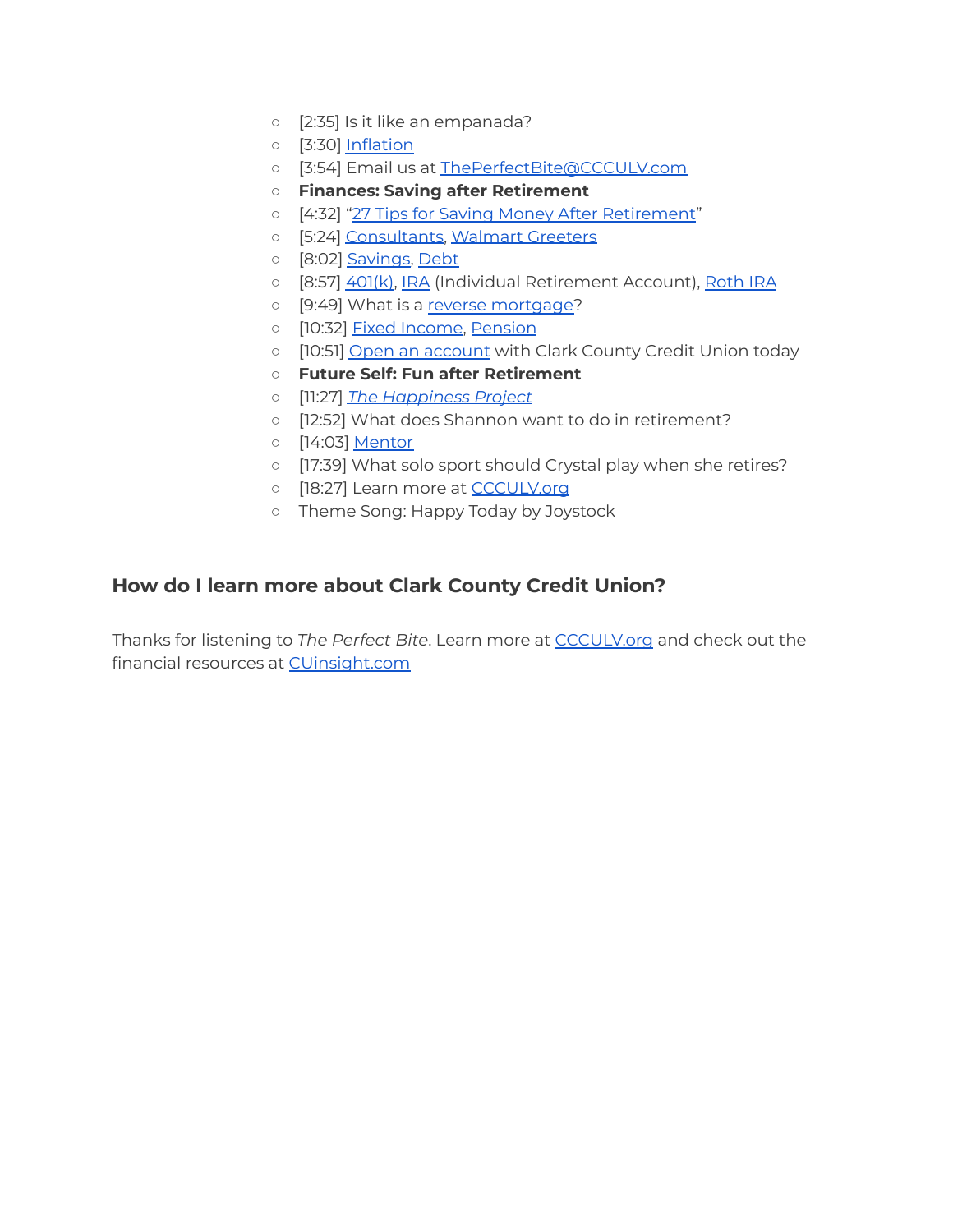- [2:35] Is it like an empanada?
- [3:30] Inflation
- [3:54] Email us at ThePerfectBite@CCCULV.com
- **Finances: Saving after Retirement**
- [4:32] "27 Tips for Saving Money After Retirement"
- [5:24] Consultants, Walmart Greeters
- [8:02] Savings, Debt
- [8:57] 401(k), IRA (Individual Retirement Account), Roth IRA
- [9:49] What is a reverse mortgage?
- [10:32] Fixed Income, Pension
- [10:51] Open an account with Clark County Credit Union today
- **Future Self: Fun after Retirement**
- [11:27] *The Happiness Project*
- [12:52] What does Shannon want to do in retirement?
- [14:03] Mentor
- [17:39] What solo sport should Crystal play when she retires?
- [18:27] Learn more at CCCULV.org
- Theme Song: Happy Today by Joystock

## How do I learn more about Clark County Credit Union?

Thanks for listening to *The Perfect Bite*. Learn more at CCCULV.org and check out the financial resources at CUinsight.com